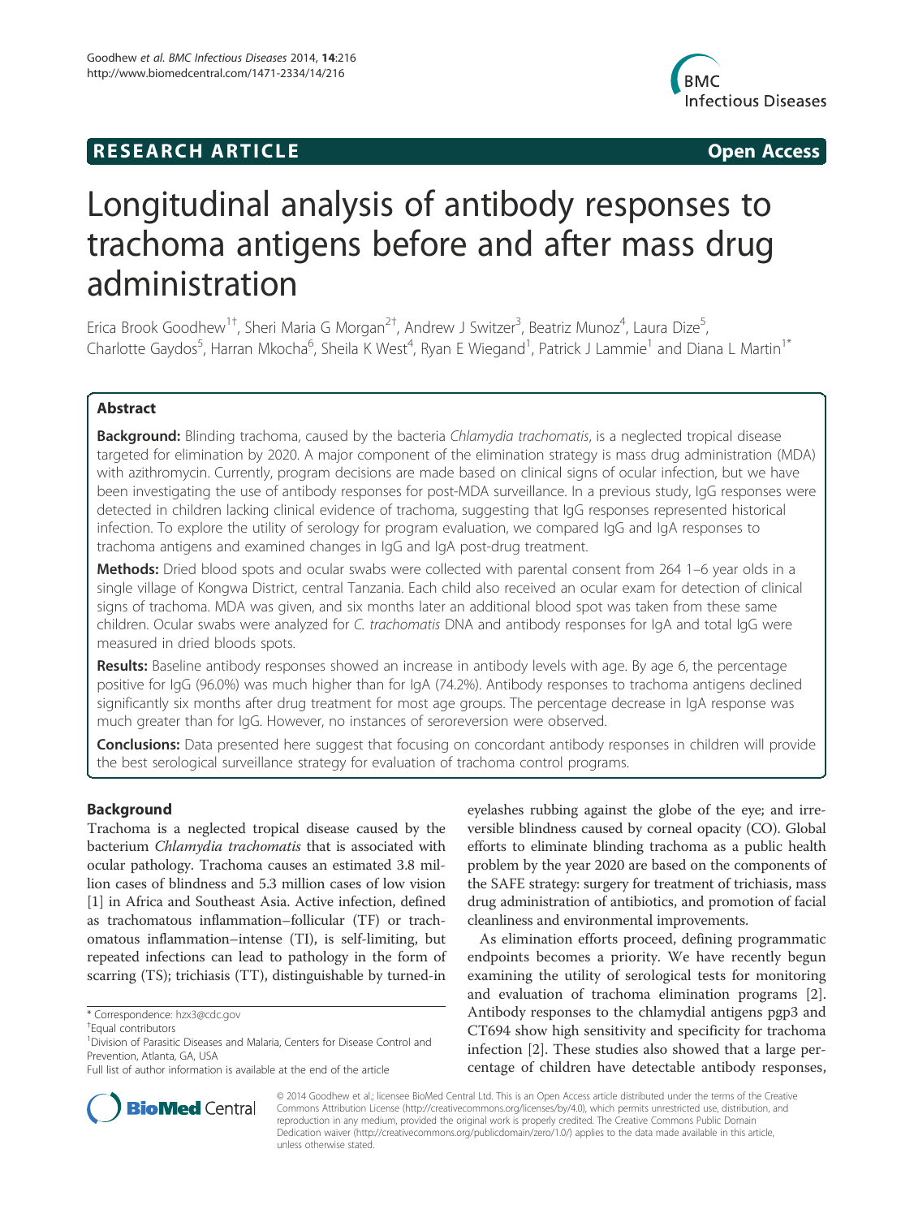RESEARCH ARTICLE Open Access

# Longitudinal analysis of antibody responses to trachoma antigens before and after mass drug administration

Erica Brook Goodhew[1†], Sheri Maria G Morgan[2†], Andrew J Switzer[3], Beatriz Munoz[4], Laura Dize[5], Charlotte Gaydos[5], Harran Mkocha[6], Sheila K West[4], Ryan E Wiegand[1], Patrick J Lammie[1] and Diana L Martin[1*]

## Abstract

**Background:** Blinding trachoma, caused by the bacteria *Chlamydia trachomatis*, is a neglected tropical disease targeted for elimination by 2020. A major component of the elimination strategy is mass drug administration (MDA) with azithromycin. Currently, program decisions are made based on clinical signs of ocular infection, but we have been investigating the use of antibody responses for post-MDA surveillance. In a previous study, IgG responses were detected in children lacking clinical evidence of trachoma, suggesting that IgG responses represented historical infection. To explore the utility of serology for program evaluation, we compared IgG and IgA responses to trachoma antigens and examined changes in IgG and IgA post-drug treatment.

**Methods:** Dried blood spots and ocular swabs were collected with parental consent from 264 1–6 year olds in a single village of Kongwa District, central Tanzania. Each child also received an ocular exam for detection of clinical signs of trachoma. MDA was given, and six months later an additional blood spot was taken from these same children. Ocular swabs were analyzed for *C. trachomatis* DNA and antibody responses for IgA and total IgG were measured in dried bloods spots.

**Results:** Baseline antibody responses showed an increase in antibody levels with age. By age 6, the percentage positive for IgG (96.0%) was much higher than for IgA (74.2%). Antibody responses to trachoma antigens declined significantly six months after drug treatment for most age groups. The percentage decrease in IgA response was much greater than for IgG. However, no instances of seroreversion were observed.

**Conclusions:** Data presented here suggest that focusing on concordant antibody responses in children will provide the best serological surveillance strategy for evaluation of trachoma control programs.

## Background

Trachoma is a neglected tropical disease caused by the bacterium *Chlamydia trachomatis* that is associated with ocular pathology. Trachoma causes an estimated 3.8 million cases of blindness and 5.3 million cases of low vision [1] in Africa and Southeast Asia. Active infection, defined as trachomatous inflammation–follicular (TF) or trachomatous inflammation–intense (TI), is self-limiting, but repeated infections can lead to pathology in the form of scarring (TS); trichiasis (TT), distinguishable by turned-in eyelashes rubbing against the globe of the eye; and irreversible blindness caused by corneal opacity (CO). Global efforts to eliminate blinding trachoma as a public health problem by the year 2020 are based on the components of the SAFE strategy: surgery for treatment of trichiasis, mass drug administration of antibiotics, and promotion of facial cleanliness and environmental improvements.

As elimination efforts proceed, defining programmatic endpoints becomes a priority. We have recently begun examining the utility of serological tests for monitoring and evaluation of trachoma elimination programs [2]. Antibody responses to the chlamydial antigens pgp3 and CT694 show high sensitivity and specificity for trachoma infection [2]. These studies also showed that a large percentage of children have detectable antibody responses,

\* Correspondence: hzx3@cdc.gov
†Equal contributors
[1]Division of Parasitic Diseases and Malaria, Centers for Disease Control and Prevention, Atlanta, GA, USA
Full list of author information is available at the end of the article

© 2014 Goodhew et al.; licensee BioMed Central Ltd. This is an Open Access article distributed under the terms of the Creative Commons Attribution License (http://creativecommons.org/licenses/by/4.0), which permits unrestricted use, distribution, and reproduction in any medium, provided the original work is properly credited. The Creative Commons Public Domain Dedication waiver (http://creativecommons.org/publicdomain/zero/1.0/) applies to the data made available in this article, unless otherwise stated.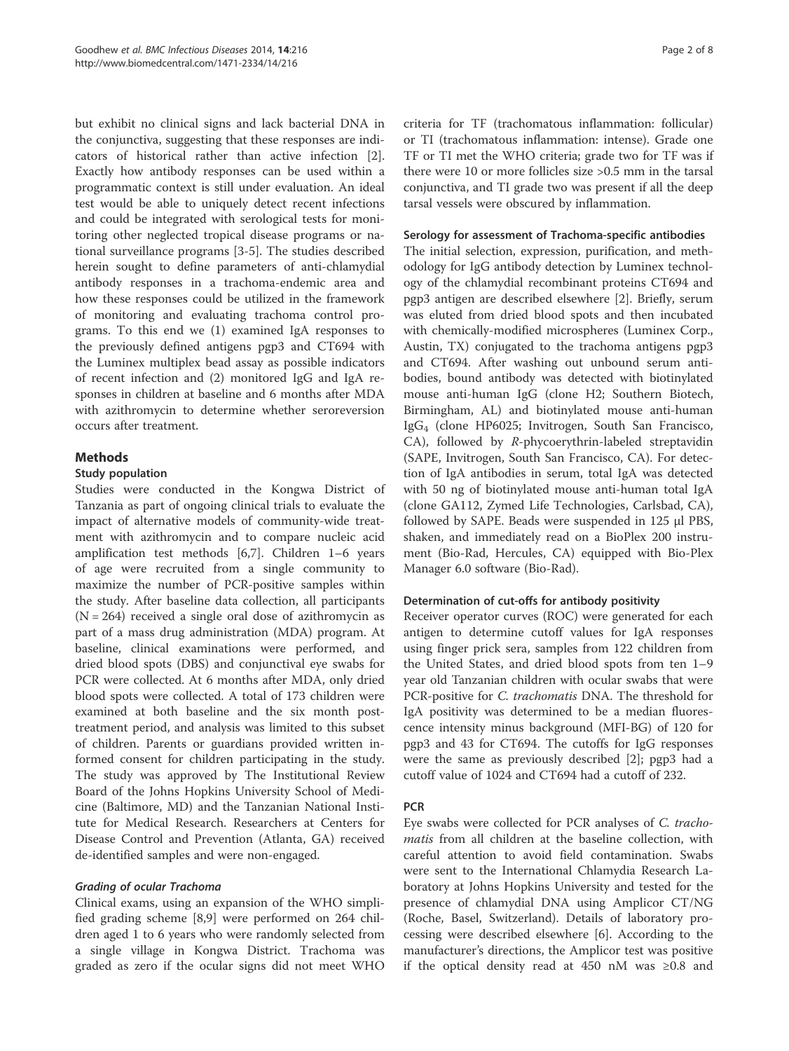but exhibit no clinical signs and lack bacterial DNA in the conjunctiva, suggesting that these responses are indicators of historical rather than active infection [2]. Exactly how antibody responses can be used within a programmatic context is still under evaluation. An ideal test would be able to uniquely detect recent infections and could be integrated with serological tests for monitoring other neglected tropical disease programs or national surveillance programs [3-5]. The studies described herein sought to define parameters of anti-chlamydial antibody responses in a trachoma-endemic area and how these responses could be utilized in the framework of monitoring and evaluating trachoma control programs. To this end we (1) examined IgA responses to the previously defined antigens pgp3 and CT694 with the Luminex multiplex bead assay as possible indicators of recent infection and (2) monitored IgG and IgA responses in children at baseline and 6 months after MDA with azithromycin to determine whether seroreversion occurs after treatment.

## Methods

### Study population

Studies were conducted in the Kongwa District of Tanzania as part of ongoing clinical trials to evaluate the impact of alternative models of community-wide treatment with azithromycin and to compare nucleic acid amplification test methods [6,7]. Children 1–6 years of age were recruited from a single community to maximize the number of PCR-positive samples within the study. After baseline data collection, all participants (N = 264) received a single oral dose of azithromycin as part of a mass drug administration (MDA) program. At baseline, clinical examinations were performed, and dried blood spots (DBS) and conjunctival eye swabs for PCR were collected. At 6 months after MDA, only dried blood spots were collected. A total of 173 children were examined at both baseline and the six month post-treatment period, and analysis was limited to this subset of children. Parents or guardians provided written informed consent for children participating in the study. The study was approved by The Institutional Review Board of the Johns Hopkins University School of Medicine (Baltimore, MD) and the Tanzanian National Institute for Medical Research. Researchers at Centers for Disease Control and Prevention (Atlanta, GA) received de-identified samples and were non-engaged.

#### *Grading of ocular Trachoma*

Clinical exams, using an expansion of the WHO simplified grading scheme [8,9] were performed on 264 children aged 1 to 6 years who were randomly selected from a single village in Kongwa District. Trachoma was graded as zero if the ocular signs did not meet WHO criteria for TF (trachomatous inflammation: follicular) or TI (trachomatous inflammation: intense). Grade one TF or TI met the WHO criteria; grade two for TF was if there were 10 or more follicles size >0.5 mm in the tarsal conjunctiva, and TI grade two was present if all the deep tarsal vessels were obscured by inflammation.

### Serology for assessment of Trachoma-specific antibodies

The initial selection, expression, purification, and methodology for IgG antibody detection by Luminex technology of the chlamydial recombinant proteins CT694 and pgp3 antigen are described elsewhere [2]. Briefly, serum was eluted from dried blood spots and then incubated with chemically-modified microspheres (Luminex Corp., Austin, TX) conjugated to the trachoma antigens pgp3 and CT694. After washing out unbound serum antibodies, bound antibody was detected with biotinylated mouse anti-human IgG (clone H2; Southern Biotech, Birmingham, AL) and biotinylated mouse anti-human $IgG_4$ (clone HP6025; Invitrogen, South San Francisco, CA), followed by *R*-phycoerythrin-labeled streptavidin (SAPE, Invitrogen, South San Francisco, CA). For detection of IgA antibodies in serum, total IgA was detected with 50 ng of biotinylated mouse anti-human total IgA (clone GA112, Zymed Life Technologies, Carlsbad, CA), followed by SAPE. Beads were suspended in 125 µl PBS, shaken, and immediately read on a BioPlex 200 instrument (Bio-Rad, Hercules, CA) equipped with Bio-Plex Manager 6.0 software (Bio-Rad).

### Determination of cut-offs for antibody positivity

Receiver operator curves (ROC) were generated for each antigen to determine cutoff values for IgA responses using finger prick sera, samples from 122 children from the United States, and dried blood spots from ten 1–9 year old Tanzanian children with ocular swabs that were PCR-positive for *C. trachomatis* DNA. The threshold for IgA positivity was determined to be a median fluorescence intensity minus background (MFI-BG) of 120 for pgp3 and 43 for CT694. The cutoffs for IgG responses were the same as previously described [2]; pgp3 had a cutoff value of 1024 and CT694 had a cutoff of 232.

### PCR

Eye swabs were collected for PCR analyses of *C. trachomatis* from all children at the baseline collection, with careful attention to avoid field contamination. Swabs were sent to the International Chlamydia Research Laboratory at Johns Hopkins University and tested for the presence of chlamydial DNA using Amplicor CT/NG (Roche, Basel, Switzerland). Details of laboratory processing were described elsewhere [6]. According to the manufacturer's directions, the Amplicor test was positive if the optical density read at 450 nM was ≥0.8 and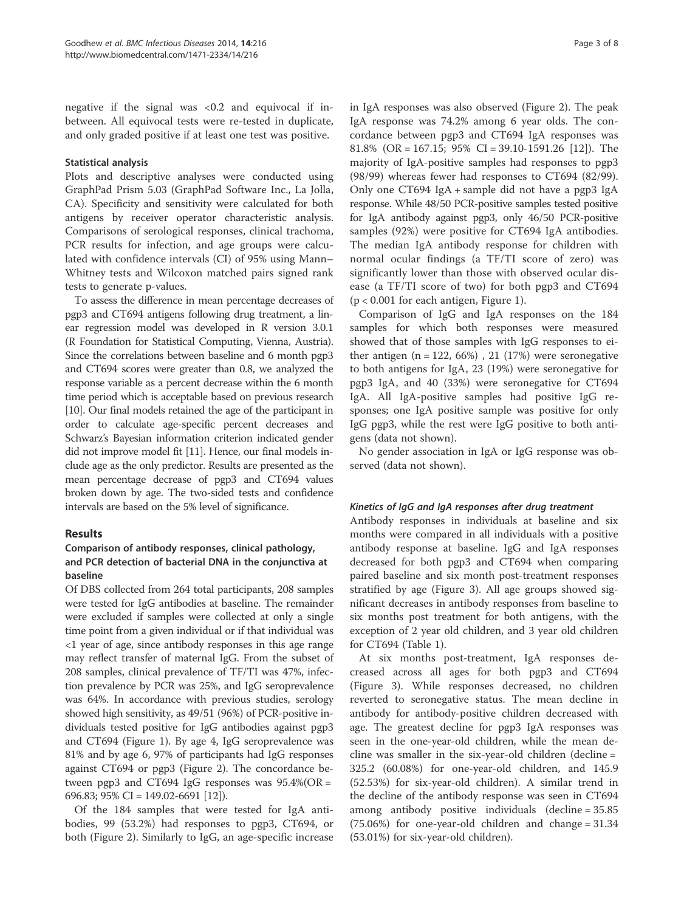negative if the signal was <0.2 and equivocal if in-between. All equivocal tests were re-tested in duplicate, and only graded positive if at least one test was positive.

### Statistical analysis

Plots and descriptive analyses were conducted using GraphPad Prism 5.03 (GraphPad Software Inc., La Jolla, CA). Specificity and sensitivity were calculated for both antigens by receiver operator characteristic analysis. Comparisons of serological responses, clinical trachoma, PCR results for infection, and age groups were calculated with confidence intervals (CI) of 95% using Mann–Whitney tests and Wilcoxon matched pairs signed rank tests to generate p-values.

To assess the difference in mean percentage decreases of pgp3 and CT694 antigens following drug treatment, a linear regression model was developed in R version 3.0.1 (R Foundation for Statistical Computing, Vienna, Austria). Since the correlations between baseline and 6 month pgp3 and CT694 scores were greater than 0.8, we analyzed the response variable as a percent decrease within the 6 month time period which is acceptable based on previous research [10]. Our final models retained the age of the participant in order to calculate age-specific percent decreases and Schwarz's Bayesian information criterion indicated gender did not improve model fit [11]. Hence, our final models include age as the only predictor. Results are presented as the mean percentage decrease of pgp3 and CT694 values broken down by age. The two-sided tests and confidence intervals are based on the 5% level of significance.

## Results

### Comparison of antibody responses, clinical pathology, and PCR detection of bacterial DNA in the conjunctiva at baseline

Of DBS collected from 264 total participants, 208 samples were tested for IgG antibodies at baseline. The remainder were excluded if samples were collected at only a single time point from a given individual or if that individual was <1 year of age, since antibody responses in this age range may reflect transfer of maternal IgG. From the subset of 208 samples, clinical prevalence of TF/TI was 47%, infection prevalence by PCR was 25%, and IgG seroprevalence was 64%. In accordance with previous studies, serology showed high sensitivity, as 49/51 (96%) of PCR-positive individuals tested positive for IgG antibodies against pgp3 and CT694 (Figure 1). By age 4, IgG seroprevalence was 81% and by age 6, 97% of participants had IgG responses against CT694 or pgp3 (Figure 2). The concordance between pgp3 and CT694 IgG responses was 95.4%(OR = 696.83; 95% CI = 149.02-6691 [12]).

Of the 184 samples that were tested for IgA antibodies, 99 (53.2%) had responses to pgp3, CT694, or both (Figure 2). Similarly to IgG, an age-specific increase in IgA responses was also observed (Figure 2). The peak IgA response was 74.2% among 6 year olds. The concordance between pgp3 and CT694 IgA responses was 81.8% (OR = 167.15; 95% CI = 39.10-1591.26 [12]). The majority of IgA-positive samples had responses to pgp3 (98/99) whereas fewer had responses to CT694 (82/99). Only one CT694 IgA + sample did not have a pgp3 IgA response. While 48/50 PCR-positive samples tested positive for IgA antibody against pgp3, only 46/50 PCR-positive samples (92%) were positive for CT694 IgA antibodies. The median IgA antibody response for children with normal ocular findings (a TF/TI score of zero) was significantly lower than those with observed ocular disease (a TF/TI score of two) for both pgp3 and CT694 ($p < 0.001$ for each antigen, Figure 1).

Comparison of IgG and IgA responses on the 184 samples for which both responses were measured showed that of those samples with IgG responses to either antigen (n = 122, 66%) , 21 (17%) were seronegative to both antigens for IgA, 23 (19%) were seronegative for pgp3 IgA, and 40 (33%) were seronegative for CT694 IgA. All IgA-positive samples had positive IgG responses; one IgA positive sample was positive for only IgG pgp3, while the rest were IgG positive to both antigens (data not shown).

No gender association in IgA or IgG response was observed (data not shown).

#### *Kinetics of IgG and IgA responses after drug treatment*

Antibody responses in individuals at baseline and six months were compared in all individuals with a positive antibody response at baseline. IgG and IgA responses decreased for both pgp3 and CT694 when comparing paired baseline and six month post-treatment responses stratified by age (Figure 3). All age groups showed significant decreases in antibody responses from baseline to six months post treatment for both antigens, with the exception of 2 year old children, and 3 year old children for CT694 (Table 1).

At six months post-treatment, IgA responses decreased across all ages for both pgp3 and CT694 (Figure 3). While responses decreased, no children reverted to seronegative status. The mean decline in antibody for antibody-positive children decreased with age. The greatest decline for pgp3 IgA responses was seen in the one-year-old children, while the mean decline was smaller in the six-year-old children (decline = 325.2 (60.08%) for one-year-old children, and 145.9 (52.53%) for six-year-old children). A similar trend in the decline of the antibody response was seen in CT694 among antibody positive individuals (decline = 35.85 (75.06%) for one-year-old children and change = 31.34 (53.01%) for six-year-old children).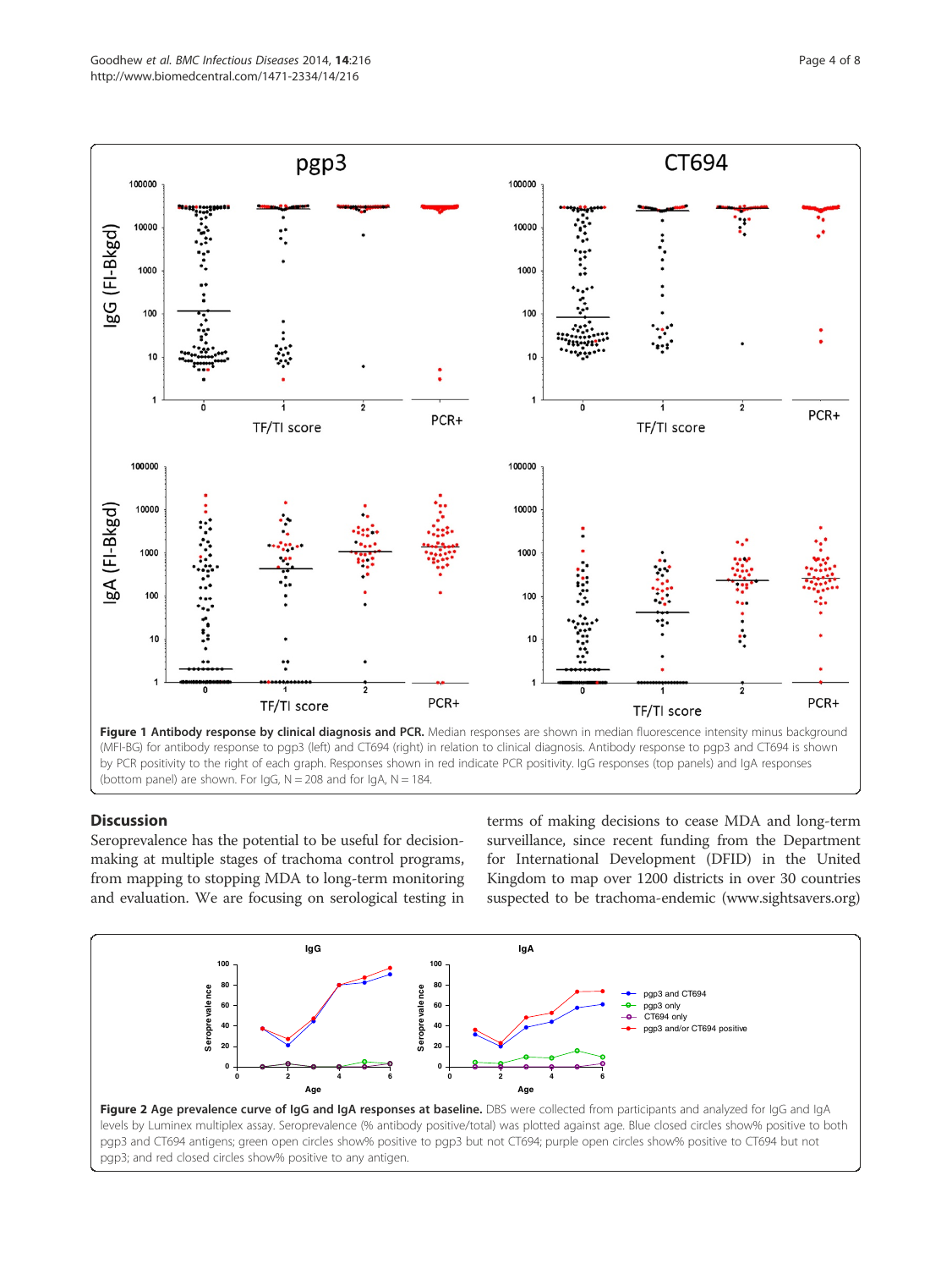**Figure 1 Antibody response by clinical diagnosis and PCR.** Median responses are shown in median fluorescence intensity minus background (MFI-BG) for antibody response to pgp3 (left) and CT694 (right) in relation to clinical diagnosis. Antibody response to pgp3 and CT694 is shown by PCR positivity to the right of each graph. Responses shown in red indicate PCR positivity. IgG responses (top panels) and IgA responses (bottom panel) are shown. For IgG, N = 208 and for IgA, N = 184.

## Discussion

Seroprevalence has the potential to be useful for decision-making at multiple stages of trachoma control programs, from mapping to stopping MDA to long-term monitoring and evaluation. We are focusing on serological testing in terms of making decisions to cease MDA and long-term surveillance, since recent funding from the Department for International Development (DFID) in the United Kingdom to map over 1200 districts in over 30 countries suspected to be trachoma-endemic (www.sightsavers.org)

**Figure 2 Age prevalence curve of IgG and IgA responses at baseline.** DBS were collected from participants and analyzed for IgG and IgA levels by Luminex multiplex assay. Seroprevalence (% antibody positive/total) was plotted against age. Blue closed circles show% positive to both pgp3 and CT694 antigens; green open circles show% positive to pgp3 but not CT694; purple open circles show% positive to CT694 but not pgp3; and red closed circles show% positive to any antigen.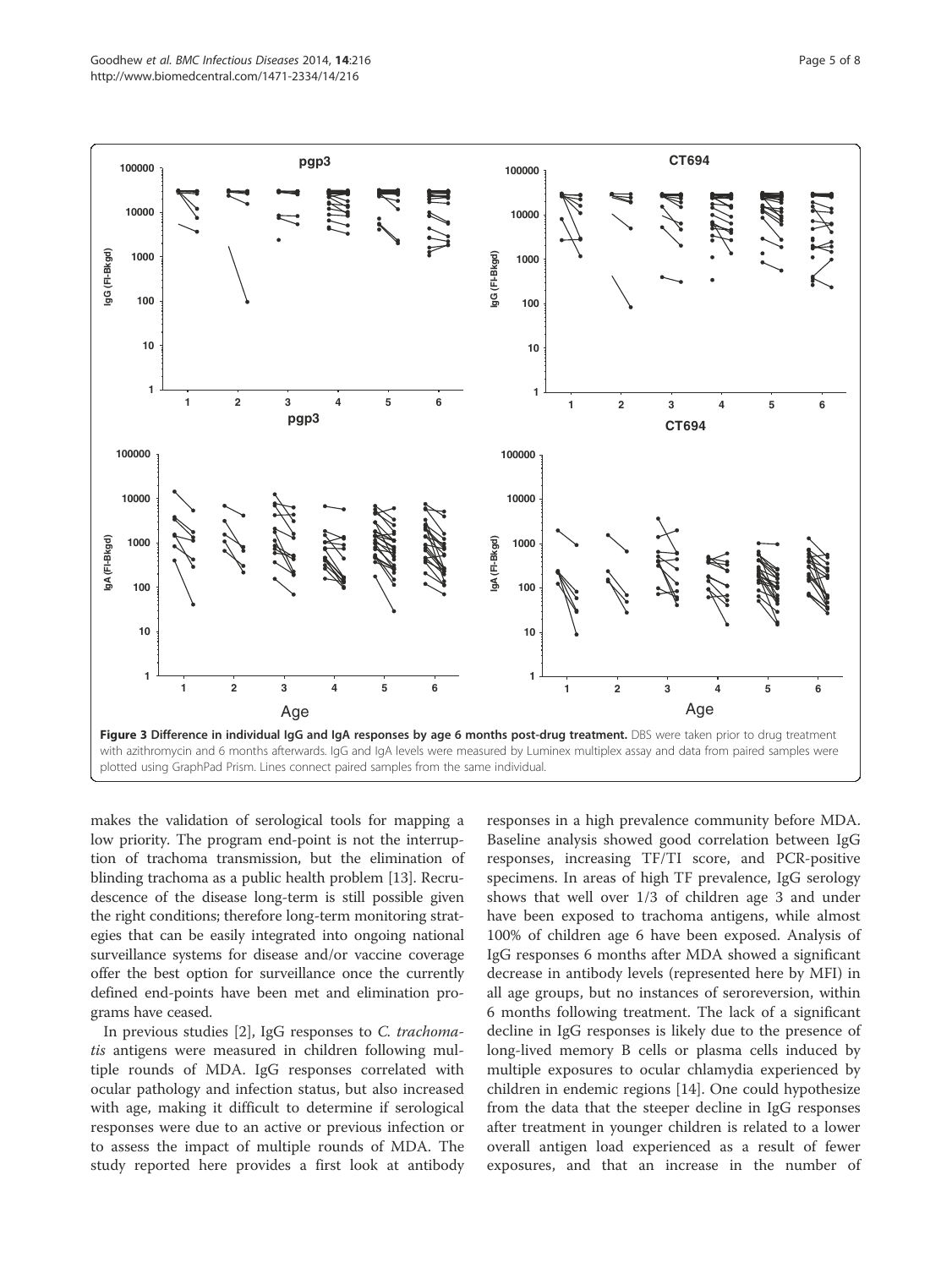**Figure 3 Difference in individual IgG and IgA responses by age 6 months post-drug treatment.** DBS were taken prior to drug treatment with azithromycin and 6 months afterwards. IgG and IgA levels were measured by Luminex multiplex assay and data from paired samples were plotted using GraphPad Prism. Lines connect paired samples from the same individual.

makes the validation of serological tools for mapping a low priority. The program end-point is not the interruption of trachoma transmission, but the elimination of blinding trachoma as a public health problem [13]. Recrudescence of the disease long-term is still possible given the right conditions; therefore long-term monitoring strategies that can be easily integrated into ongoing national surveillance systems for disease and/or vaccine coverage offer the best option for surveillance once the currently defined end-points have been met and elimination programs have ceased.

In previous studies [2], IgG responses to *C. trachomatis* antigens were measured in children following multiple rounds of MDA. IgG responses correlated with ocular pathology and infection status, but also increased with age, making it difficult to determine if serological responses were due to an active or previous infection or to assess the impact of multiple rounds of MDA. The study reported here provides a first look at antibody responses in a high prevalence community before MDA. Baseline analysis showed good correlation between IgG responses, increasing TF/TI score, and PCR-positive specimens. In areas of high TF prevalence, IgG serology shows that well over 1/3 of children age 3 and under have been exposed to trachoma antigens, while almost 100% of children age 6 have been exposed. Analysis of IgG responses 6 months after MDA showed a significant decrease in antibody levels (represented here by MFI) in all age groups, but no instances of seroreversion, within 6 months following treatment. The lack of a significant decline in IgG responses is likely due to the presence of long-lived memory B cells or plasma cells induced by multiple exposures to ocular chlamydia experienced by children in endemic regions [14]. One could hypothesize from the data that the steeper decline in IgG responses after treatment in younger children is related to a lower overall antigen load experienced as a result of fewer exposures, and that an increase in the number of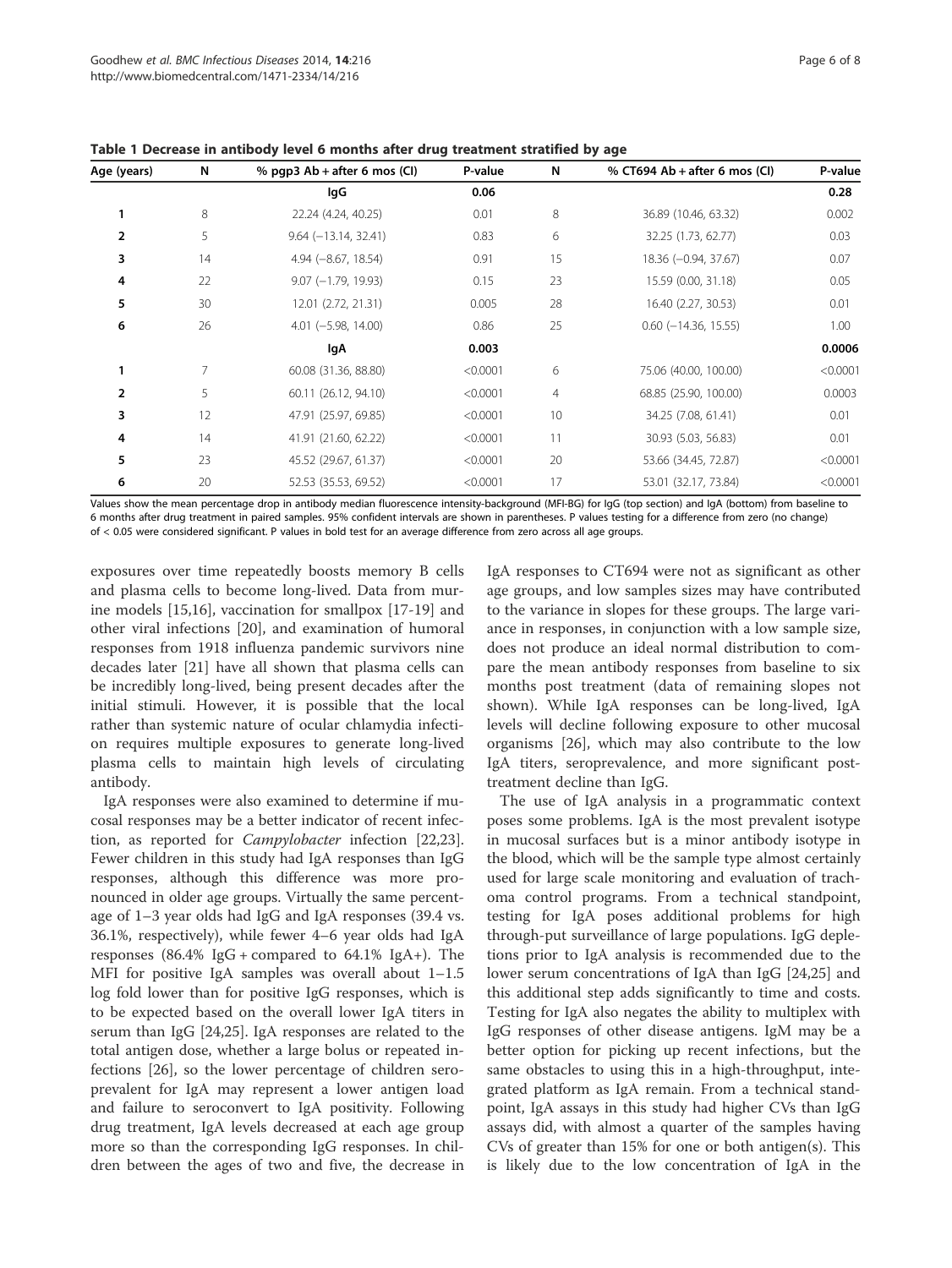**Table 1 Decrease in antibody level 6 months after drug treatment stratified by age**

| Age (years) | N | % pgp3 Ab + after 6 mos (CI) | P-value | N | % CT694 Ab + after 6 mos (CI) | P-value |
|---|---|---|---|---|---|---|
| | | **IgG** | **0.06** | | | **0.28** |
| **1** | 8 | 22.24 (4.24, 40.25) | 0.01 | 8 | 36.89 (10.46, 63.32) | 0.002 |
| **2** | 5 | 9.64 (−13.14, 32.41) | 0.83 | 6 | 32.25 (1.73, 62.77) | 0.03 |
| **3** | 14 | 4.94 (−8.67, 18.54) | 0.91 | 15 | 18.36 (−0.94, 37.67) | 0.07 |
| **4** | 22 | 9.07 (−1.79, 19.93) | 0.15 | 23 | 15.59 (0.00, 31.18) | 0.05 |
| **5** | 30 | 12.01 (2.72, 21.31) | 0.005 | 28 | 16.40 (2.27, 30.53) | 0.01 |
| **6** | 26 | 4.01 (−5.98, 14.00) | 0.86 | 25 | 0.60 (−14.36, 15.55) | 1.00 |
| | | **IgA** | **0.003** | | | **0.0006** |
| **1** | 7 | 60.08 (31.36, 88.80) | <0.0001 | 6 | 75.06 (40.00, 100.00) | <0.0001 |
| **2** | 5 | 60.11 (26.12, 94.10) | <0.0001 | 4 | 68.85 (25.90, 100.00) | 0.0003 |
| **3** | 12 | 47.91 (25.97, 69.85) | <0.0001 | 10 | 34.25 (7.08, 61.41) | 0.01 |
| **4** | 14 | 41.91 (21.60, 62.22) | <0.0001 | 11 | 30.93 (5.03, 56.83) | 0.01 |
| **5** | 23 | 45.52 (29.67, 61.37) | <0.0001 | 20 | 53.66 (34.45, 72.87) | <0.0001 |
| **6** | 20 | 52.53 (35.53, 69.52) | <0.0001 | 17 | 53.01 (32.17, 73.84) | <0.0001 |

Values show the mean percentage drop in antibody median fluorescence intensity-background (MFI-BG) for IgG (top section) and IgA (bottom) from baseline to 6 months after drug treatment in paired samples. 95% confident intervals are shown in parentheses. P values testing for a difference from zero (no change) of < 0.05 were considered significant. P values in bold test for an average difference from zero across all age groups.

exposures over time repeatedly boosts memory B cells and plasma cells to become long-lived. Data from murine models [15,16], vaccination for smallpox [17-19] and other viral infections [20], and examination of humoral responses from 1918 influenza pandemic survivors nine decades later [21] have all shown that plasma cells can be incredibly long-lived, being present decades after the initial stimuli. However, it is possible that the local rather than systemic nature of ocular chlamydia infection requires multiple exposures to generate long-lived plasma cells to maintain high levels of circulating antibody.

IgA responses were also examined to determine if mucosal responses may be a better indicator of recent infection, as reported for *Campylobacter* infection [22,23]. Fewer children in this study had IgA responses than IgG responses, although this difference was more pronounced in older age groups. Virtually the same percentage of 1–3 year olds had IgG and IgA responses (39.4 vs. 36.1%, respectively), while fewer 4–6 year olds had IgA responses (86.4% IgG + compared to 64.1% IgA+). The MFI for positive IgA samples was overall about 1–1.5 log fold lower than for positive IgG responses, which is to be expected based on the overall lower IgA titers in serum than IgG [24,25]. IgA responses are related to the total antigen dose, whether a large bolus or repeated infections [26], so the lower percentage of children seroprevalent for IgA may represent a lower antigen load and failure to seroconvert to IgA positivity. Following drug treatment, IgA levels decreased at each age group more so than the corresponding IgG responses. In children between the ages of two and five, the decrease in IgA responses to CT694 were not as significant as other age groups, and low samples sizes may have contributed to the variance in slopes for these groups. The large variance in responses, in conjunction with a low sample size, does not produce an ideal normal distribution to compare the mean antibody responses from baseline to six months post treatment (data of remaining slopes not shown). While IgA responses can be long-lived, IgA levels will decline following exposure to other mucosal organisms [26], which may also contribute to the low IgA titers, seroprevalence, and more significant post-treatment decline than IgG.

The use of IgA analysis in a programmatic context poses some problems. IgA is the most prevalent isotype in mucosal surfaces but is a minor antibody isotype in the blood, which will be the sample type almost certainly used for large scale monitoring and evaluation of trachoma control programs. From a technical standpoint, testing for IgA poses additional problems for high through-put surveillance of large populations. IgG depletions prior to IgA analysis is recommended due to the lower serum concentrations of IgA than IgG [24,25] and this additional step adds significantly to time and costs. Testing for IgA also negates the ability to multiplex with IgG responses of other disease antigens. IgM may be a better option for picking up recent infections, but the same obstacles to using this in a high-throughput, integrated platform as IgA remain. From a technical standpoint, IgA assays in this study had higher CVs than IgG assays did, with almost a quarter of the samples having CVs of greater than 15% for one or both antigen(s). This is likely due to the low concentration of IgA in the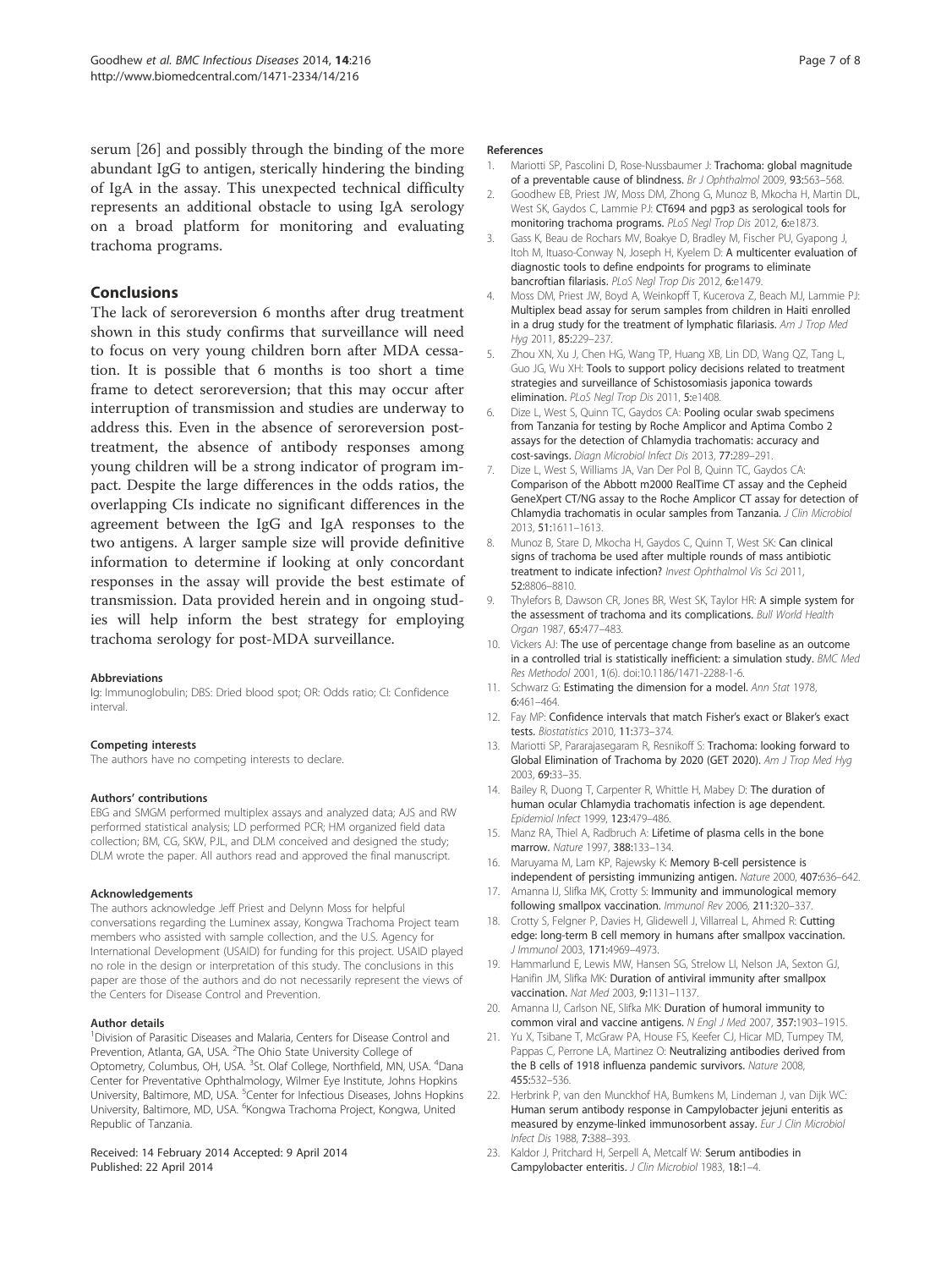serum [26] and possibly through the binding of the more abundant IgG to antigen, sterically hindering the binding of IgA in the assay. This unexpected technical difficulty represents an additional obstacle to using IgA serology on a broad platform for monitoring and evaluating trachoma programs.

## Conclusions

The lack of seroreversion 6 months after drug treatment shown in this study confirms that surveillance will need to focus on very young children born after MDA cessation. It is possible that 6 months is too short a time frame to detect seroreversion; that this may occur after interruption of transmission and studies are underway to address this. Even in the absence of seroreversion post-treatment, the absence of antibody responses among young children will be a strong indicator of program impact. Despite the large differences in the odds ratios, the overlapping CIs indicate no significant differences in the agreement between the IgG and IgA responses to the two antigens. A larger sample size will provide definitive information to determine if looking at only concordant responses in the assay will provide the best estimate of transmission. Data provided herein and in ongoing studies will help inform the best strategy for employing trachoma serology for post-MDA surveillance.

#### Abbreviations

Ig: Immunoglobulin; DBS: Dried blood spot; OR: Odds ratio; CI: Confidence interval.

#### Competing interests

The authors have no competing interests to declare.

#### Authors' contributions

EBG and SMGM performed multiplex assays and analyzed data; AJS and RW performed statistical analysis; LD performed PCR; HM organized field data collection; BM, CG, SKW, PJL, and DLM conceived and designed the study; DLM wrote the paper. All authors read and approved the final manuscript.

#### Acknowledgements

The authors acknowledge Jeff Priest and Delynn Moss for helpful conversations regarding the Luminex assay, Kongwa Trachoma Project team members who assisted with sample collection, and the U.S. Agency for International Development (USAID) for funding for this project. USAID played no role in the design or interpretation of this study. The conclusions in this paper are those of the authors and do not necessarily represent the views of the Centers for Disease Control and Prevention.

#### Author details

[1]Division of Parasitic Diseases and Malaria, Centers for Disease Control and Prevention, Atlanta, GA, USA. [2]The Ohio State University College of Optometry, Columbus, OH, USA. [3]St. Olaf College, Northfield, MN, USA. [4]Dana Center for Preventative Ophthalmology, Wilmer Eye Institute, Johns Hopkins University, Baltimore, MD, USA. [5]Center for Infectious Diseases, Johns Hopkins University, Baltimore, MD, USA. [6]Kongwa Trachoma Project, Kongwa, United Republic of Tanzania.

Received: 14 February 2014 Accepted: 9 April 2014
Published: 22 April 2014

#### References

1. Mariotti SP, Pascolini D, Rose-Nussbaumer J: **Trachoma: global magnitude of a preventable cause of blindness.** *Br J Ophthalmol* 2009, **93**:563–568.
2. Goodhew EB, Priest JW, Moss DM, Zhong G, Munoz B, Mkocha H, Martin DL, West SK, Gaydos C, Lammie PJ: **CT694 and pgp3 as serological tools for monitoring trachoma programs.** *PLoS Negl Trop Dis* 2012, **6**:e1873.
3. Gass K, Beau de Rochars MV, Boakye D, Bradley M, Fischer PU, Gyapong J, Itoh M, Ituaso-Conway N, Joseph H, Kyelem D: **A multicenter evaluation of diagnostic tools to define endpoints for programs to eliminate bancroftian filariasis.** *PLoS Negl Trop Dis* 2012, **6**:e1479.
4. Moss DM, Priest JW, Boyd A, Weinkopff T, Kucerova Z, Beach MJ, Lammie PJ: **Multiplex bead assay for serum samples from children in Haiti enrolled in a drug study for the treatment of lymphatic filariasis.** *Am J Trop Med Hyg* 2011, **85**:229–237.
5. Zhou XN, Xu J, Chen HG, Wang TP, Huang XB, Lin DD, Wang QZ, Tang L, Guo JG, Wu XH: **Tools to support policy decisions related to treatment strategies and surveillance of Schistosomiasis japonica towards elimination.** *PLoS Negl Trop Dis* 2011, **5**:e1408.
6. Dize L, West S, Quinn TC, Gaydos CA: **Pooling ocular swab specimens from Tanzania for testing by Roche Amplicor and Aptima Combo 2 assays for the detection of Chlamydia trachomatis: accuracy and cost-savings.** *Diagn Microbiol Infect Dis* 2013, **77**:289–291.
7. Dize L, West S, Williams JA, Van Der Pol B, Quinn TC, Gaydos CA: **Comparison of the Abbott m2000 RealTime CT assay and the Cepheid GeneXpert CT/NG assay to the Roche Amplicor CT assay for detection of Chlamydia trachomatis in ocular samples from Tanzania.** *J Clin Microbiol* 2013, **51**:1611–1613.
8. Munoz B, Stare D, Mkocha H, Gaydos C, Quinn T, West SK: **Can clinical signs of trachoma be used after multiple rounds of mass antibiotic treatment to indicate infection?** *Invest Ophthalmol Vis Sci* 2011, **52**:8806–8810.
9. Thylefors B, Dawson CR, Jones BR, West SK, Taylor HR: **A simple system for the assessment of trachoma and its complications.** *Bull World Health Organ* 1987, **65**:477–483.
10. Vickers AJ: **The use of percentage change from baseline as an outcome in a controlled trial is statistically inefficient: a simulation study.** *BMC Med Res Methodol* 2001, **1**(6). doi:10.1186/1471-2288-1-6.
11. Schwarz G: **Estimating the dimension for a model.** *Ann Stat* 1978, **6**:461–464.
12. Fay MP: **Confidence intervals that match Fisher's exact or Blaker's exact tests.** *Biostatistics* 2010, **11**:373–374.
13. Mariotti SP, Pararajasegaram R, Resnikoff S: **Trachoma: looking forward to Global Elimination of Trachoma by 2020 (GET 2020).** *Am J Trop Med Hyg* 2003, **69**:33–35.
14. Bailey R, Duong T, Carpenter R, Whittle H, Mabey D: **The duration of human ocular Chlamydia trachomatis infection is age dependent.** *Epidemiol Infect* 1999, **123**:479–486.
15. Manz RA, Thiel A, Radbruch A: **Lifetime of plasma cells in the bone marrow.** *Nature* 1997, **388**:133–134.
16. Maruyama M, Lam KP, Rajewsky K: **Memory B-cell persistence is independent of persisting immunizing antigen.** *Nature* 2000, **407**:636–642.
17. Amanna IJ, Slifka MK, Crotty S: **Immunity and immunological memory following smallpox vaccination.** *Immunol Rev* 2006, **211**:320–337.
18. Crotty S, Felgner P, Davies H, Glidewell J, Villarreal L, Ahmed R: **Cutting edge: long-term B cell memory in humans after smallpox vaccination.** *J Immunol* 2003, **171**:4969–4973.
19. Hammarlund E, Lewis MW, Hansen SG, Strelow LI, Nelson JA, Sexton GJ, Hanifin JM, Slifka MK: **Duration of antiviral immunity after smallpox vaccination.** *Nat Med* 2003, **9**:1131–1137.
20. Amanna IJ, Carlson NE, Slifka MK: **Duration of humoral immunity to common viral and vaccine antigens.** *N Engl J Med* 2007, **357**:1903–1915.
21. Yu X, Tsibane T, McGraw PA, House FS, Keefer CJ, Hicar MD, Tumpey TM, Pappas C, Perrone LA, Martinez O: **Neutralizing antibodies derived from the B cells of 1918 influenza pandemic survivors.** *Nature* 2008, **455**:532–536.
22. Herbrink P, van den Munckhof HA, Bumkens M, Lindeman J, van Dijk WC: **Human serum antibody response in Campylobacter jejuni enteritis as measured by enzyme-linked immunosorbent assay.** *Eur J Clin Microbiol Infect Dis* 1988, **7**:388–393.
23. Kaldor J, Pritchard H, Serpell A, Metcalf W: **Serum antibodies in Campylobacter enteritis.** *J Clin Microbiol* 1983, **18**:1–4.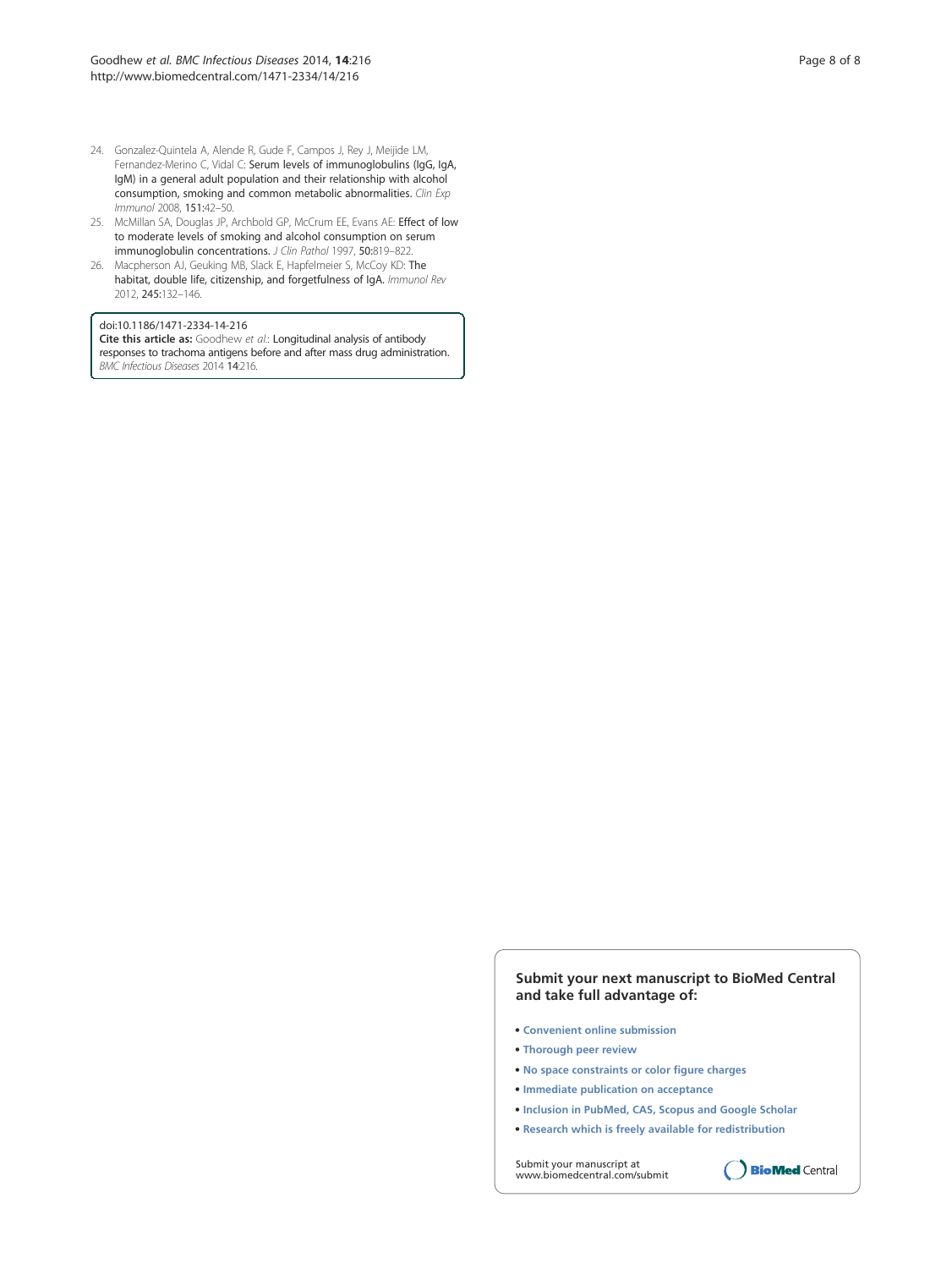24. Gonzalez-Quintela A, Alende R, Gude F, Campos J, Rey J, Meijide LM, Fernandez-Merino C, Vidal C: **Serum levels of immunoglobulins (IgG, IgA, IgM) in a general adult population and their relationship with alcohol consumption, smoking and common metabolic abnormalities.** *Clin Exp Immunol* 2008, **151:**42–50.
25. McMillan SA, Douglas JP, Archbold GP, McCrum EE, Evans AE: **Effect of low to moderate levels of smoking and alcohol consumption on serum immunoglobulin concentrations.** *J Clin Pathol* 1997, **50:**819–822.
26. Macpherson AJ, Geuking MB, Slack E, Hapfelmeier S, McCoy KD: **The habitat, double life, citizenship, and forgetfulness of IgA.** *Immunol Rev* 2012, **245:**132–146.

doi:10.1186/1471-2334-14-216

**Cite this article as:** Goodhew *et al.*: Longitudinal analysis of antibody responses to trachoma antigens before and after mass drug administration. *BMC Infectious Diseases* 2014 **14**:216.

**Submit your next manuscript to BioMed Central and take full advantage of:**

- **Convenient online submission**
- **Thorough peer review**
- **No space constraints or color figure charges**
- **Immediate publication on acceptance**
- **Inclusion in PubMed, CAS, Scopus and Google Scholar**
- **Research which is freely available for redistribution**

Submit your manuscript at
www.biomedcentral.com/submit

BioMed Central